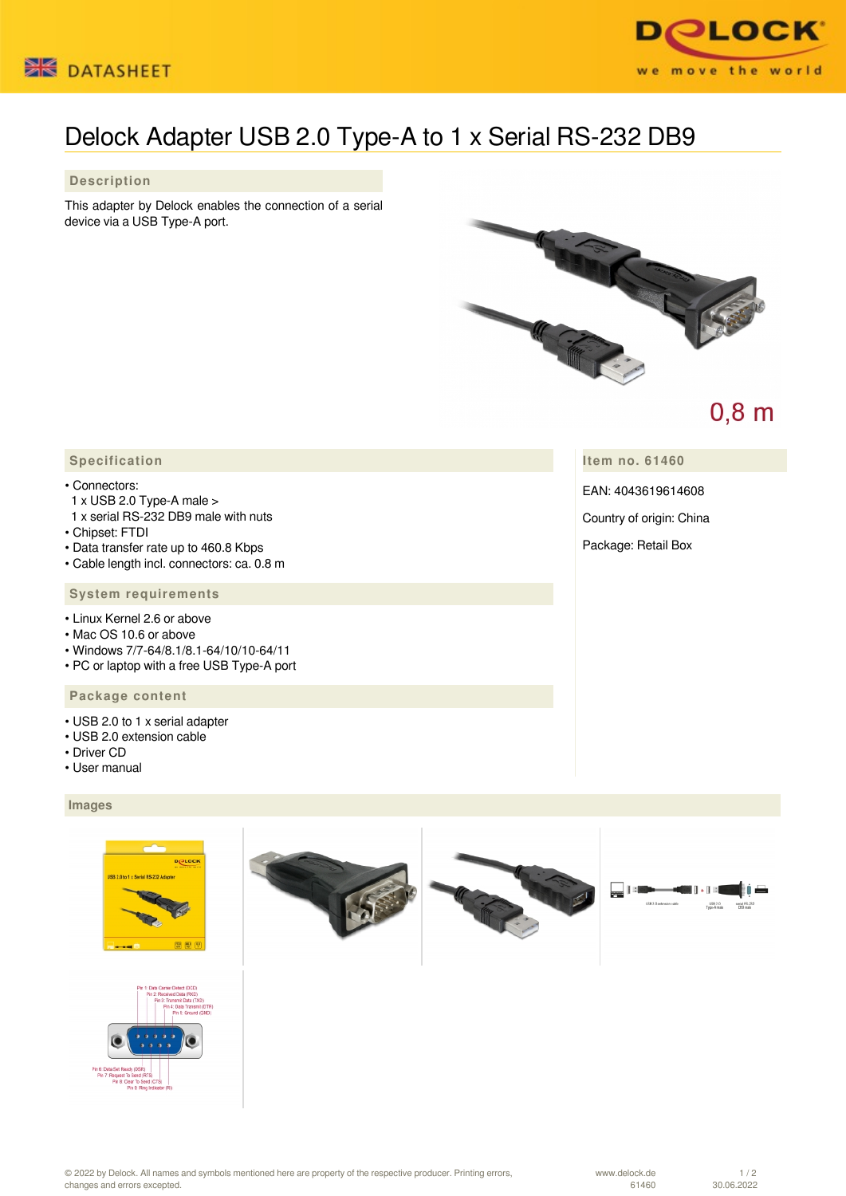# Delock Adapter USB 2.0 Type-A to 1 x Serial RS-232 DB9

## Description

This adapter by Delock enables the connection of a serial device via a USB Type-A port.

0,8 m

## Specification

- Connectors:
  1 x USB 2.0 Type-A male >
  1 x serial RS-232 DB9 male with nuts
- Chipset: FTDI
- Data transfer rate up to 460.8 Kbps
- Cable length incl. connectors: ca. 0.8 m

## System requirements

- Linux Kernel 2.6 or above
- Mac OS 10.6 or above
- Windows 7/7-64/8.1/8.1-64/10/10-64/11
- PC or laptop with a free USB Type-A port

## Package content

- USB 2.0 to 1 x serial adapter
- USB 2.0 extension cable
- Driver CD
- User manual

## Item no. 61460

EAN: 4043619614608

Country of origin: China

Package: Retail Box

## Images

Pin 1: Data Carrier Detect (DCD)
Pin 2: Received Data (RXD)
Pin 3: Transmit Data (TXD)
Pin 4: Data Terminal (DTR)
Pin 5: Ground (GND)
Pin 6: Data Set Ready (DSR)
Pin 7: Request To Send (RTS)
Pin 8: Clear To Send (CTS)
Pin 9: Ring Indicator (RI)

© 2022 by Delock. All names and symbols mentioned here are property of the respective producer. Printing errors, changes and errors excepted.

www.delock.de
61460
30.06.2022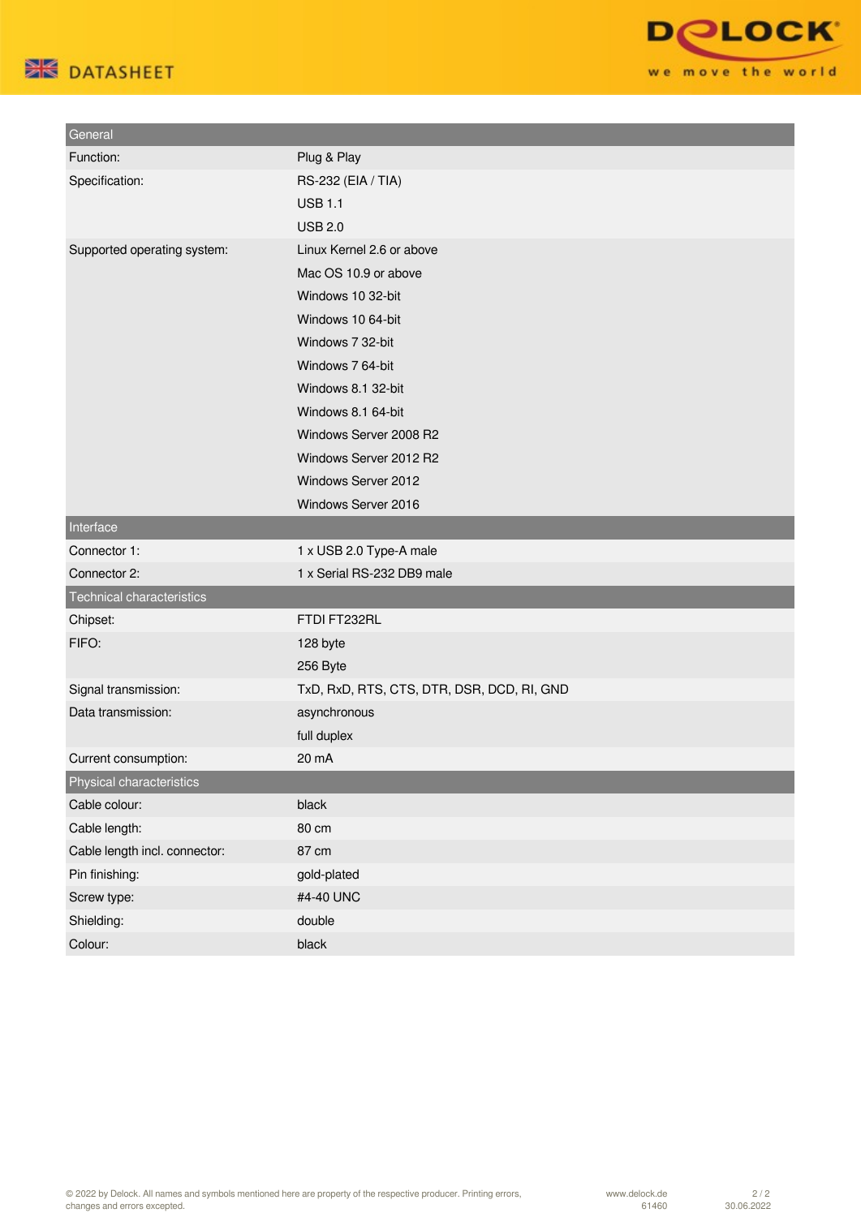| | |
|---|---|
| **General** | |
| Function: | Plug & Play |
| Specification: | RS-232 (EIA / TIA)<br>USB 1.1<br>USB 2.0 |
| Supported operating system: | Linux Kernel 2.6 or above<br>Mac OS 10.9 or above<br>Windows 10 32-bit<br>Windows 10 64-bit<br>Windows 7 32-bit<br>Windows 7 64-bit<br>Windows 8.1 32-bit<br>Windows 8.1 64-bit<br>Windows Server 2008 R2<br>Windows Server 2012 R2<br>Windows Server 2012<br>Windows Server 2016 |
| **Interface** | |
| Connector 1: | 1 x USB 2.0 Type-A male |
| Connector 2: | 1 x Serial RS-232 DB9 male |
| **Technical characteristics** | |
| Chipset: | FTDI FT232RL |
| FIFO: | 128 byte<br>256 Byte |
| Signal transmission: | TxD, RxD, RTS, CTS, DTR, DSR, DCD, RI, GND |
| Data transmission: | asynchronous<br>full duplex |
| Current consumption: | 20 mA |
| **Physical characteristics** | |
| Cable colour: | black |
| Cable length: | 80 cm |
| Cable length incl. connector: | 87 cm |
| Pin finishing: | gold-plated |
| Screw type: | #4-40 UNC |
| Shielding: | double |
| Colour: | black |

© 2022 by Delock. All names and symbols mentioned here are property of the respective producer. Printing errors, changes and errors excepted.